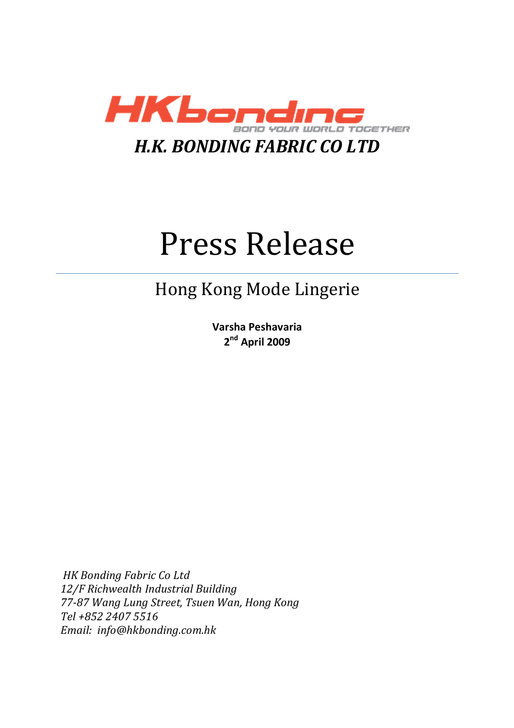HKbonding

BOND YOUR WORLD TOGETHER

***H.K. BONDING FABRIC CO LTD***

# Press Release

## Hong Kong Mode Lingerie

**Varsha Peshavaria**
**2nd April 2009**

*HK Bonding Fabric Co Ltd*
*12/F Richwealth Industrial Building*
*77-87 Wang Lung Street, Tsuen Wan, Hong Kong*
*Tel +852 2407 5516*
*Email: info@hkbonding.com.hk*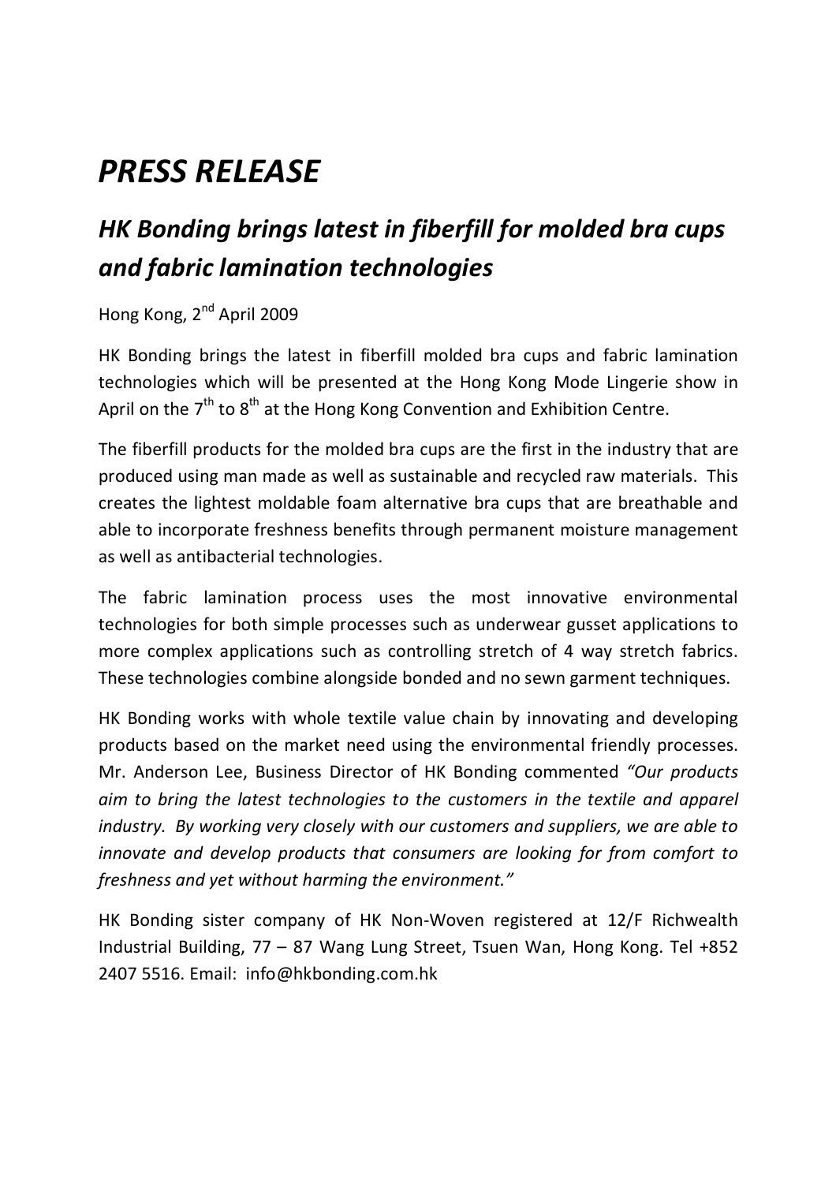# *PRESS RELEASE*

## *HK Bonding brings latest in fiberfill for molded bra cups and fabric lamination technologies*

Hong Kong, 2nd April 2009

HK Bonding brings the latest in fiberfill molded bra cups and fabric lamination technologies which will be presented at the Hong Kong Mode Lingerie show in April on the 7th to 8th at the Hong Kong Convention and Exhibition Centre.

The fiberfill products for the molded bra cups are the first in the industry that are produced using man made as well as sustainable and recycled raw materials. This creates the lightest moldable foam alternative bra cups that are breathable and able to incorporate freshness benefits through permanent moisture management as well as antibacterial technologies.

The fabric lamination process uses the most innovative environmental technologies for both simple processes such as underwear gusset applications to more complex applications such as controlling stretch of 4 way stretch fabrics. These technologies combine alongside bonded and no sewn garment techniques.

HK Bonding works with whole textile value chain by innovating and developing products based on the market need using the environmental friendly processes. Mr. Anderson Lee, Business Director of HK Bonding commented *"Our products aim to bring the latest technologies to the customers in the textile and apparel industry. By working very closely with our customers and suppliers, we are able to innovate and develop products that consumers are looking for from comfort to freshness and yet without harming the environment."*

HK Bonding sister company of HK Non-Woven registered at 12/F Richwealth Industrial Building, 77 – 87 Wang Lung Street, Tsuen Wan, Hong Kong. Tel +852 2407 5516. Email: info@hkbonding.com.hk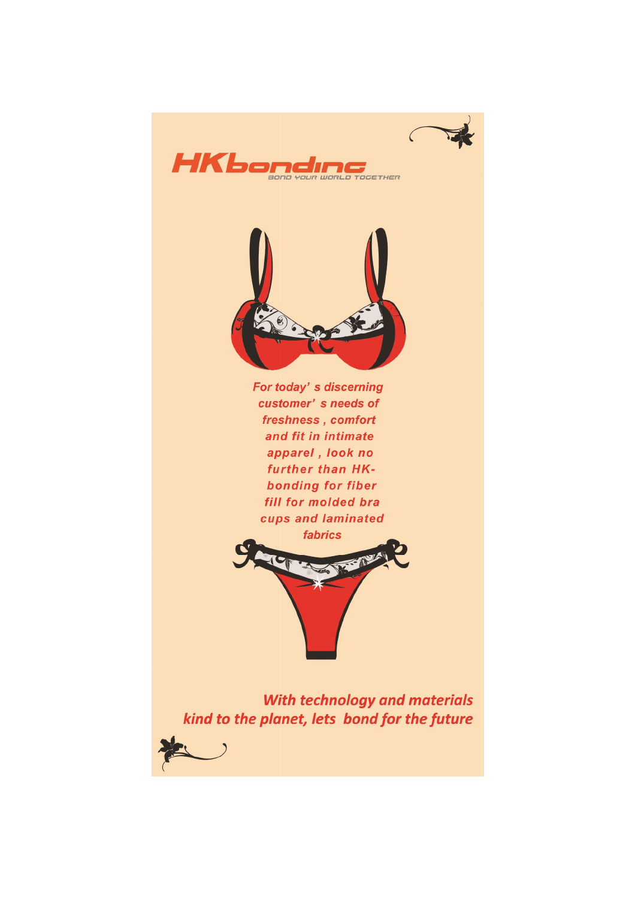# HKbonding

BOND YOUR WORLD TOGETHER

*For today's discerning customer's needs of freshness , comfort and fit in intimate apparel , look no further than HK-bonding for fiber fill for molded bra cups and laminated fabrics*

***With technology and materials kind to the planet, lets bond for the future***